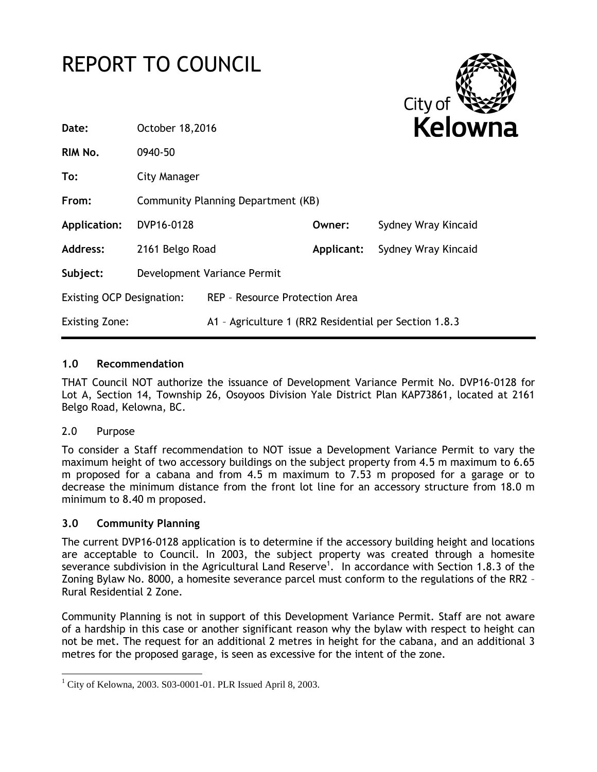# REPORT TO COUNCIL

City of Kelowna

| | | | |
|---|---|---|---|
| **Date:** | October 18,2016 | | |
| **RIM No.** | 0940-50 | | |
| **To:** | City Manager | | |
| **From:** | Community Planning Department (KB) | | |
| **Application:** | DVP16-0128 | **Owner:** | Sydney Wray Kincaid |
| **Address:** | 2161 Belgo Road | **Applicant:** | Sydney Wray Kincaid |
| **Subject:** | Development Variance Permit | | |
| Existing OCP Designation: | REP – Resource Protection Area | | |
| Existing Zone: | A1 – Agriculture 1 (RR2 Residential per Section 1.8.3 | | |

## 1.0 Recommendation

THAT Council NOT authorize the issuance of Development Variance Permit No. DVP16-0128 for Lot A, Section 14, Township 26, Osoyoos Division Yale District Plan KAP73861, located at 2161 Belgo Road, Kelowna, BC.

## 2.0 Purpose

To consider a Staff recommendation to NOT issue a Development Variance Permit to vary the maximum height of two accessory buildings on the subject property from 4.5 m maximum to 6.65 m proposed for a cabana and from 4.5 m maximum to 7.53 m proposed for a garage or to decrease the minimum distance from the front lot line for an accessory structure from 18.0 m minimum to 8.40 m proposed.

## 3.0 Community Planning

The current DVP16-0128 application is to determine if the accessory building height and locations are acceptable to Council. In 2003, the subject property was created through a homesite severance subdivision in the Agricultural Land Reserve[1]. In accordance with Section 1.8.3 of the Zoning Bylaw No. 8000, a homesite severance parcel must conform to the regulations of the RR2 – Rural Residential 2 Zone.

Community Planning is not in support of this Development Variance Permit. Staff are not aware of a hardship in this case or another significant reason why the bylaw with respect to height can not be met. The request for an additional 2 metres in height for the cabana, and an additional 3 metres for the proposed garage, is seen as excessive for the intent of the zone.

[1] City of Kelowna, 2003. S03-0001-01. PLR Issued April 8, 2003.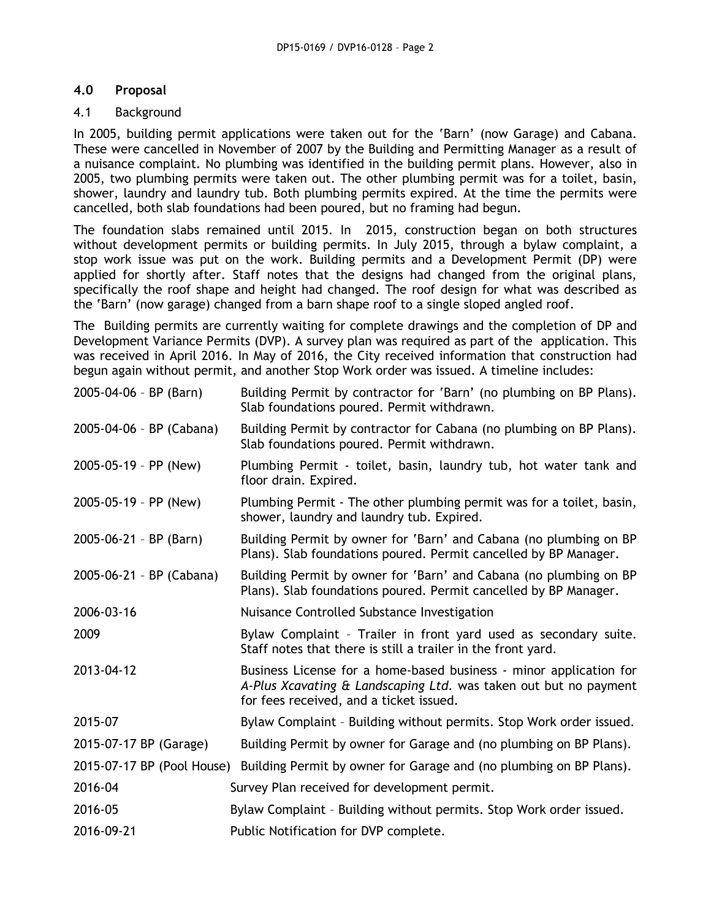## 4.0 Proposal

### 4.1 Background

In 2005, building permit applications were taken out for the 'Barn' (now Garage) and Cabana. These were cancelled in November of 2007 by the Building and Permitting Manager as a result of a nuisance complaint. No plumbing was identified in the building permit plans. However, also in 2005, two plumbing permits were taken out. The other plumbing permit was for a toilet, basin, shower, laundry and laundry tub. Both plumbing permits expired. At the time the permits were cancelled, both slab foundations had been poured, but no framing had begun.

The foundation slabs remained until 2015. In 2015, construction began on both structures without development permits or building permits. In July 2015, through a bylaw complaint, a stop work issue was put on the work. Building permits and a Development Permit (DP) were applied for shortly after. Staff notes that the designs had changed from the original plans, specifically the roof shape and height had changed. The roof design for what was described as the 'Barn' (now garage) changed from a barn shape roof to a single sloped angled roof.

The Building permits are currently waiting for complete drawings and the completion of DP and Development Variance Permits (DVP). A survey plan was required as part of the application. This was received in April 2016. In May of 2016, the City received information that construction had begun again without permit, and another Stop Work order was issued. A timeline includes:

| | |
|---|---|
| 2005-04-06 – BP (Barn) | Building Permit by contractor for 'Barn' (no plumbing on BP Plans). Slab foundations poured. Permit withdrawn. |
| 2005-04-06 – BP (Cabana) | Building Permit by contractor for Cabana (no plumbing on BP Plans). Slab foundations poured. Permit withdrawn. |
| 2005-05-19 – PP (New) | Plumbing Permit - toilet, basin, laundry tub, hot water tank and floor drain. Expired. |
| 2005-05-19 – PP (New) | Plumbing Permit - The other plumbing permit was for a toilet, basin, shower, laundry and laundry tub. Expired. |
| 2005-06-21 – BP (Barn) | Building Permit by owner for 'Barn' and Cabana (no plumbing on BP Plans). Slab foundations poured. Permit cancelled by BP Manager. |
| 2005-06-21 – BP (Cabana) | Building Permit by owner for 'Barn' and Cabana (no plumbing on BP Plans). Slab foundations poured. Permit cancelled by BP Manager. |
| 2006-03-16 | Nuisance Controlled Substance Investigation |
| 2009 | Bylaw Complaint – Trailer in front yard used as secondary suite. Staff notes that there is still a trailer in the front yard. |
| 2013-04-12 | Business License for a home-based business - minor application for *A-Plus Xcavating & Landscaping Ltd.* was taken out but no payment for fees received, and a ticket issued. |
| 2015-07 | Bylaw Complaint – Building without permits. Stop Work order issued. |
| 2015-07-17 BP (Garage) | Building Permit by owner for Garage and (no plumbing on BP Plans). |
| 2015-07-17 BP (Pool House) | Building Permit by owner for Garage and (no plumbing on BP Plans). |
| 2016-04 | Survey Plan received for development permit. |
| 2016-05 | Bylaw Complaint – Building without permits. Stop Work order issued. |
| 2016-09-21 | Public Notification for DVP complete. |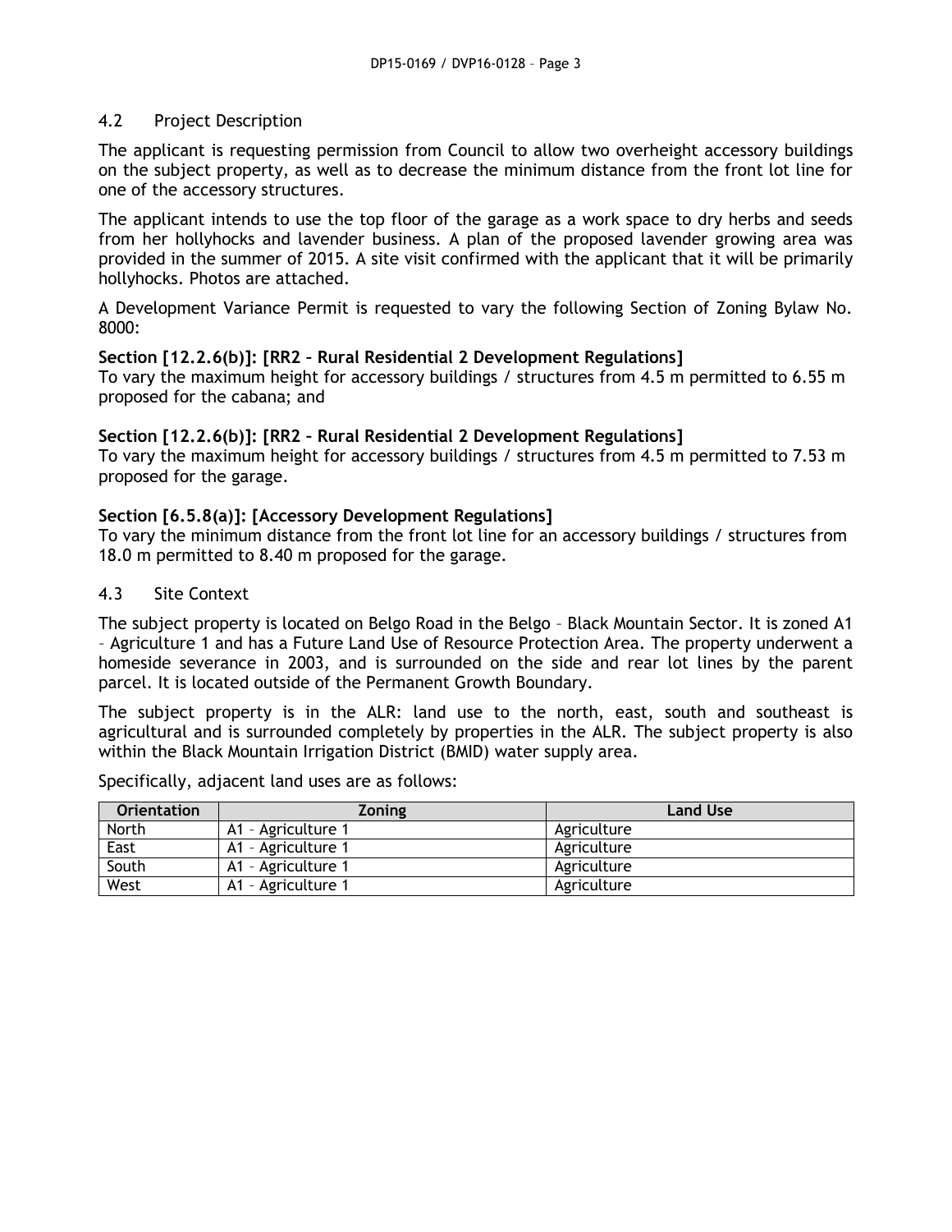### 4.2 Project Description

The applicant is requesting permission from Council to allow two overheight accessory buildings on the subject property, as well as to decrease the minimum distance from the front lot line for one of the accessory structures.

The applicant intends to use the top floor of the garage as a work space to dry herbs and seeds from her hollyhocks and lavender business. A plan of the proposed lavender growing area was provided in the summer of 2015. A site visit confirmed with the applicant that it will be primarily hollyhocks. Photos are attached.

A Development Variance Permit is requested to vary the following Section of Zoning Bylaw No. 8000:

**Section [12.2.6(b)]: [RR2 – Rural Residential 2 Development Regulations]**
To vary the maximum height for accessory buildings / structures from 4.5 m permitted to 6.55 m proposed for the cabana; and

**Section [12.2.6(b)]: [RR2 – Rural Residential 2 Development Regulations]**
To vary the maximum height for accessory buildings / structures from 4.5 m permitted to 7.53 m proposed for the garage.

**Section [6.5.8(a)]: [Accessory Development Regulations]**
To vary the minimum distance from the front lot line for an accessory buildings / structures from 18.0 m permitted to 8.40 m proposed for the garage.

### 4.3 Site Context

The subject property is located on Belgo Road in the Belgo – Black Mountain Sector. It is zoned A1 – Agriculture 1 and has a Future Land Use of Resource Protection Area. The property underwent a homeside severance in 2003, and is surrounded on the side and rear lot lines by the parent parcel. It is located outside of the Permanent Growth Boundary.

The subject property is in the ALR: land use to the north, east, south and southeast is agricultural and is surrounded completely by properties in the ALR. The subject property is also within the Black Mountain Irrigation District (BMID) water supply area.

Specifically, adjacent land uses are as follows:

| Orientation | Zoning | Land Use |
|---|---|---|
| North | A1 – Agriculture 1 | Agriculture |
| East | A1 – Agriculture 1 | Agriculture |
| South | A1 – Agriculture 1 | Agriculture |
| West | A1 – Agriculture 1 | Agriculture |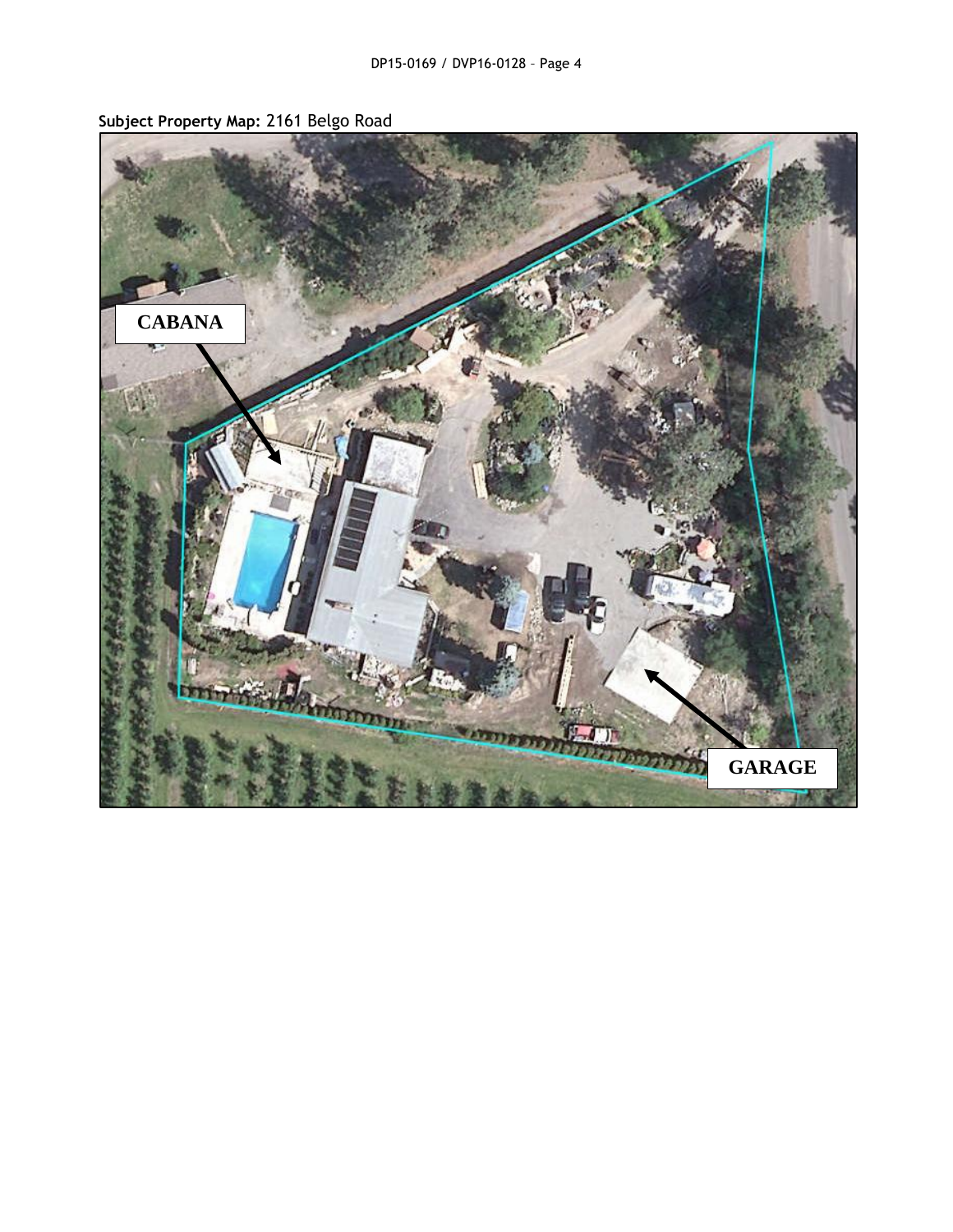**Subject Property Map:** 2161 Belgo Road

CABANA

GARAGE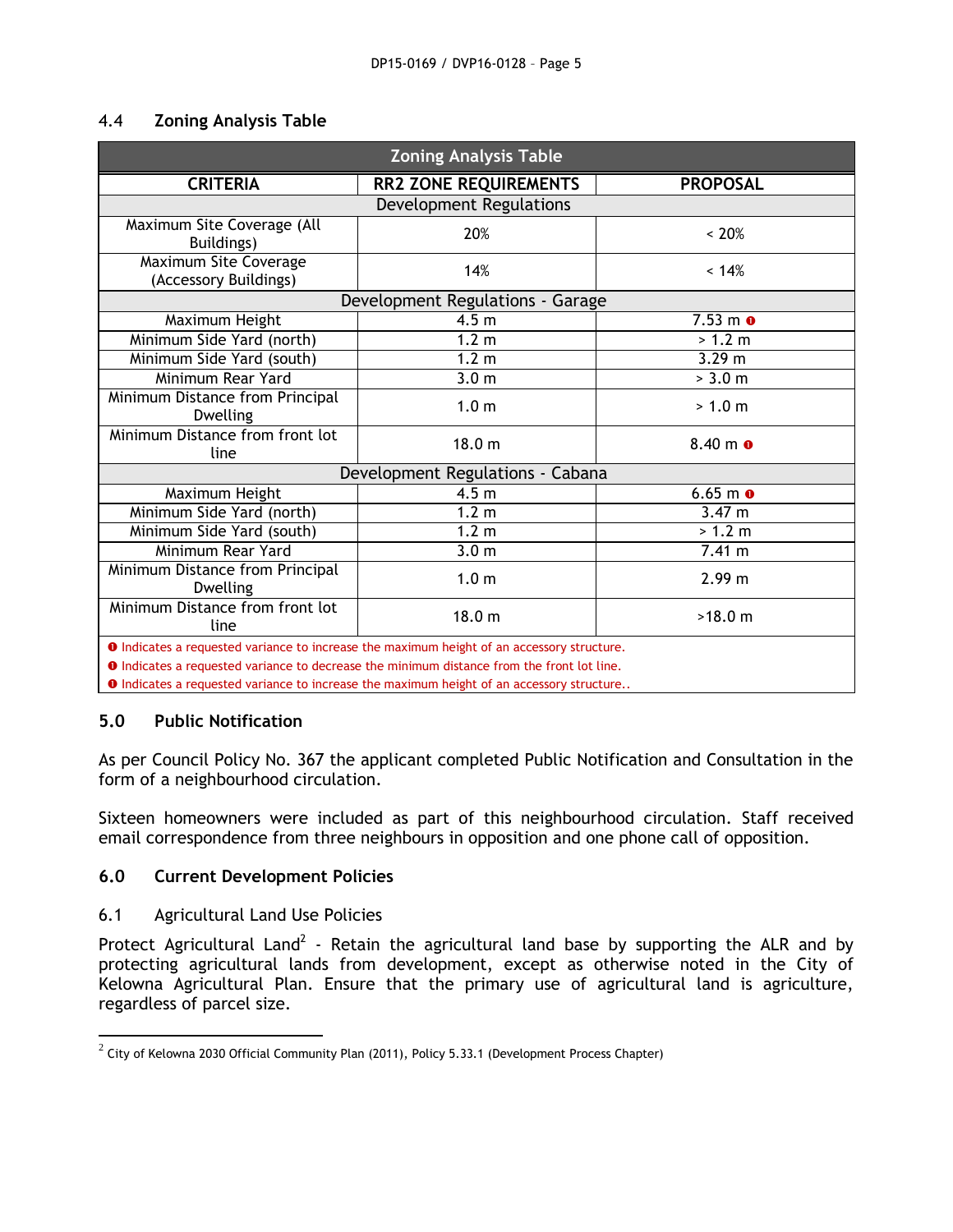### 4.4 Zoning Analysis Table

| Zoning Analysis Table | | |
|---|---|---|
| **CRITERIA** | **RR2 ZONE REQUIREMENTS** | **PROPOSAL** |
| Development Regulations | | |
| Maximum Site Coverage (All Buildings) | 20% | < 20% |
| Maximum Site Coverage (Accessory Buildings) | 14% | < 14% |
| Development Regulations - Garage | | |
| Maximum Height | 4.5 m | 7.53 m ❶ |
| Minimum Side Yard (north) | 1.2 m | > 1.2 m |
| Minimum Side Yard (south) | 1.2 m | 3.29 m |
| Minimum Rear Yard | 3.0 m | > 3.0 m |
| Minimum Distance from Principal Dwelling | 1.0 m | > 1.0 m |
| Minimum Distance from front lot line | 18.0 m | 8.40 m ❶ |
| Development Regulations - Cabana | | |
| Maximum Height | 4.5 m | 6.65 m ❶ |
| Minimum Side Yard (north) | 1.2 m | 3.47 m |
| Minimum Side Yard (south) | 1.2 m | > 1.2 m |
| Minimum Rear Yard | 3.0 m | 7.41 m |
| Minimum Distance from Principal Dwelling | 1.0 m | 2.99 m |
| Minimum Distance from front lot line | 18.0 m | >18.0 m |

❶ Indicates a requested variance to increase the maximum height of an accessory structure.
❶ Indicates a requested variance to decrease the minimum distance from the front lot line.
❶ Indicates a requested variance to increase the maximum height of an accessory structure..

## 5.0 Public Notification

As per Council Policy No. 367 the applicant completed Public Notification and Consultation in the form of a neighbourhood circulation.

Sixteen homeowners were included as part of this neighbourhood circulation. Staff received email correspondence from three neighbours in opposition and one phone call of opposition.

## 6.0 Current Development Policies

### 6.1 Agricultural Land Use Policies

Protect Agricultural Land[2] - Retain the agricultural land base by supporting the ALR and by protecting agricultural lands from development, except as otherwise noted in the City of Kelowna Agricultural Plan. Ensure that the primary use of agricultural land is agriculture, regardless of parcel size.

[2] City of Kelowna 2030 Official Community Plan (2011), Policy 5.33.1 (Development Process Chapter)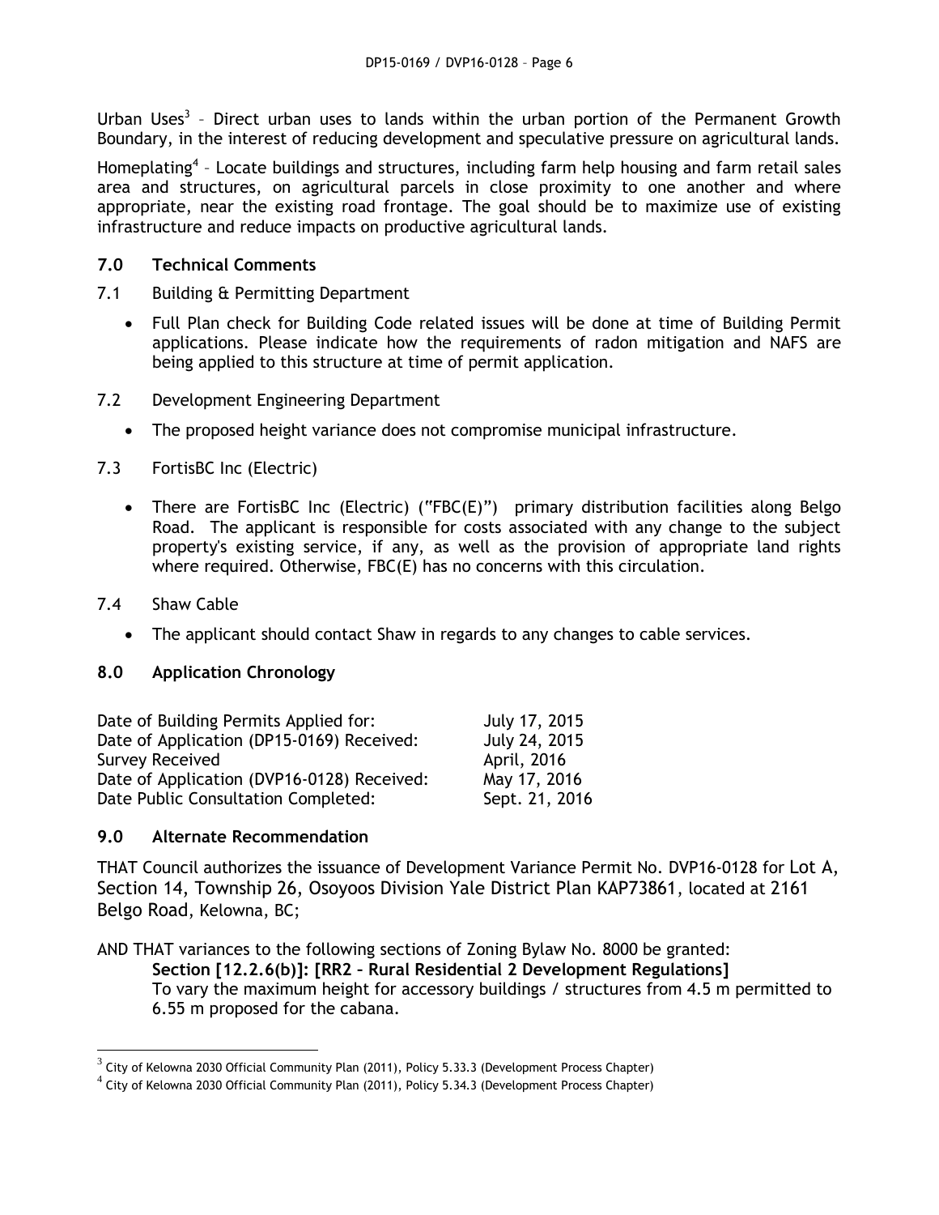Urban Uses[3] – Direct urban uses to lands within the urban portion of the Permanent Growth Boundary, in the interest of reducing development and speculative pressure on agricultural lands.

Homeplating[4] – Locate buildings and structures, including farm help housing and farm retail sales area and structures, on agricultural parcels in close proximity to one another and where appropriate, near the existing road frontage. The goal should be to maximize use of existing infrastructure and reduce impacts on productive agricultural lands.

## 7.0 Technical Comments

7.1 Building & Permitting Department

- Full Plan check for Building Code related issues will be done at time of Building Permit applications. Please indicate how the requirements of radon mitigation and NAFS are being applied to this structure at time of permit application.

7.2 Development Engineering Department

- The proposed height variance does not compromise municipal infrastructure.

7.3 FortisBC Inc (Electric)

- There are FortisBC Inc (Electric) ("FBC(E)") primary distribution facilities along Belgo Road. The applicant is responsible for costs associated with any change to the subject property's existing service, if any, as well as the provision of appropriate land rights where required. Otherwise, FBC(E) has no concerns with this circulation.

7.4 Shaw Cable

- The applicant should contact Shaw in regards to any changes to cable services.

## 8.0 Application Chronology

| | |
|---|---|
| Date of Building Permits Applied for: | July 17, 2015 |
| Date of Application (DP15-0169) Received: | July 24, 2015 |
| Survey Received | April, 2016 |
| Date of Application (DVP16-0128) Received: | May 17, 2016 |
| Date Public Consultation Completed: | Sept. 21, 2016 |

## 9.0 Alternate Recommendation

THAT Council authorizes the issuance of Development Variance Permit No. DVP16-0128 for Lot A, Section 14, Township 26, Osoyoos Division Yale District Plan KAP73861, located at 2161 Belgo Road, Kelowna, BC;

AND THAT variances to the following sections of Zoning Bylaw No. 8000 be granted:

**Section [12.2.6(b)]: [RR2 – Rural Residential 2 Development Regulations]**
To vary the maximum height for accessory buildings / structures from 4.5 m permitted to 6.55 m proposed for the cabana.

---

[3] City of Kelowna 2030 Official Community Plan (2011), Policy 5.33.3 (Development Process Chapter)

[4] City of Kelowna 2030 Official Community Plan (2011), Policy 5.34.3 (Development Process Chapter)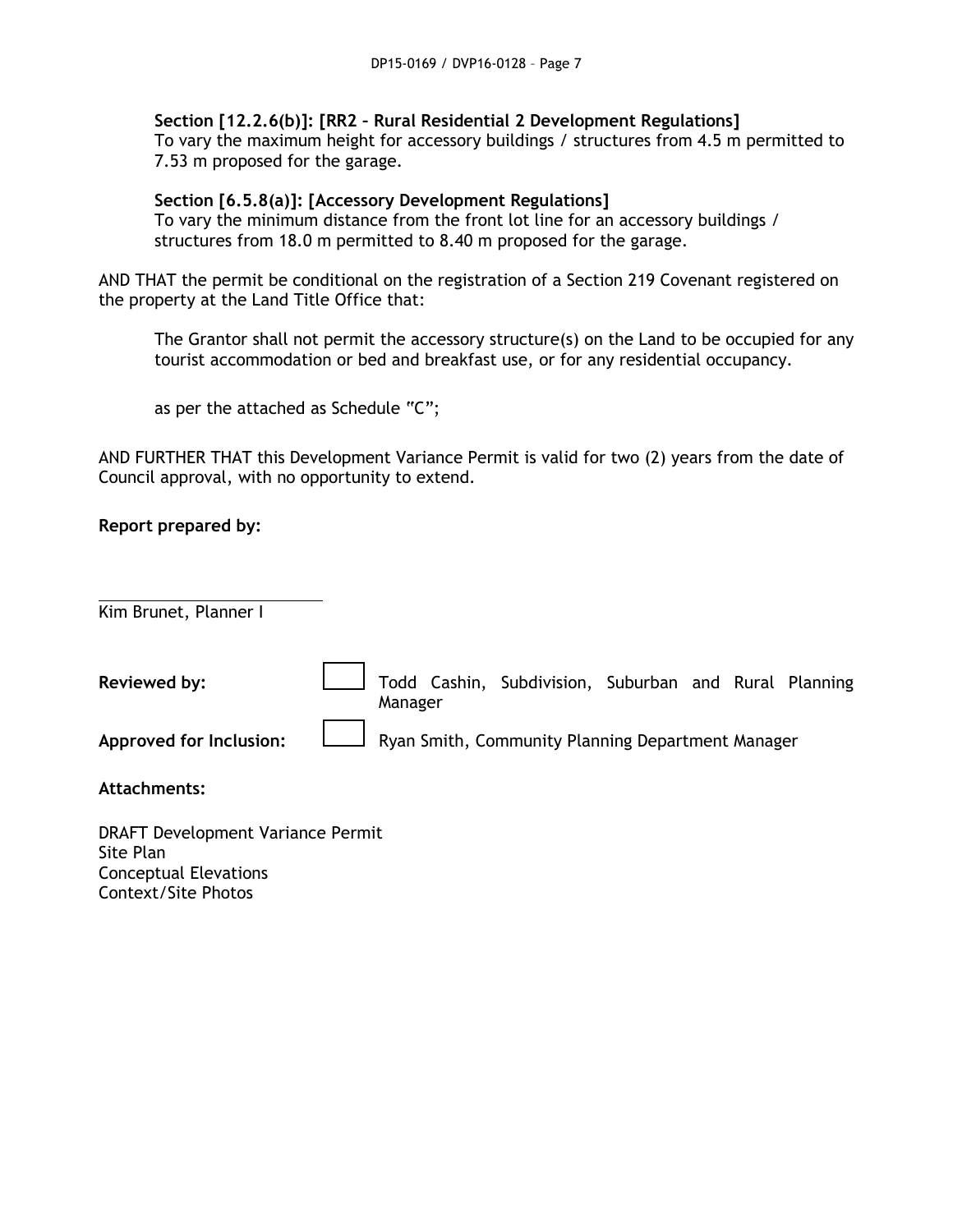**Section [12.2.6(b)]: [RR2 – Rural Residential 2 Development Regulations]**
To vary the maximum height for accessory buildings / structures from 4.5 m permitted to 7.53 m proposed for the garage.

**Section [6.5.8(a)]: [Accessory Development Regulations]**
To vary the minimum distance from the front lot line for an accessory buildings / structures from 18.0 m permitted to 8.40 m proposed for the garage.

AND THAT the permit be conditional on the registration of a Section 219 Covenant registered on the property at the Land Title Office that:

The Grantor shall not permit the accessory structure(s) on the Land to be occupied for any tourist accommodation or bed and breakfast use, or for any residential occupancy.

as per the attached as Schedule "C";

AND FURTHER THAT this Development Variance Permit is valid for two (2) years from the date of Council approval, with no opportunity to extend.

**Report prepared by:**

Kim Brunet, Planner I

**Reviewed by:** Todd Cashin, Subdivision, Suburban and Rural Planning Manager

**Approved for Inclusion:** Ryan Smith, Community Planning Department Manager

**Attachments:**

DRAFT Development Variance Permit
Site Plan
Conceptual Elevations
Context/Site Photos